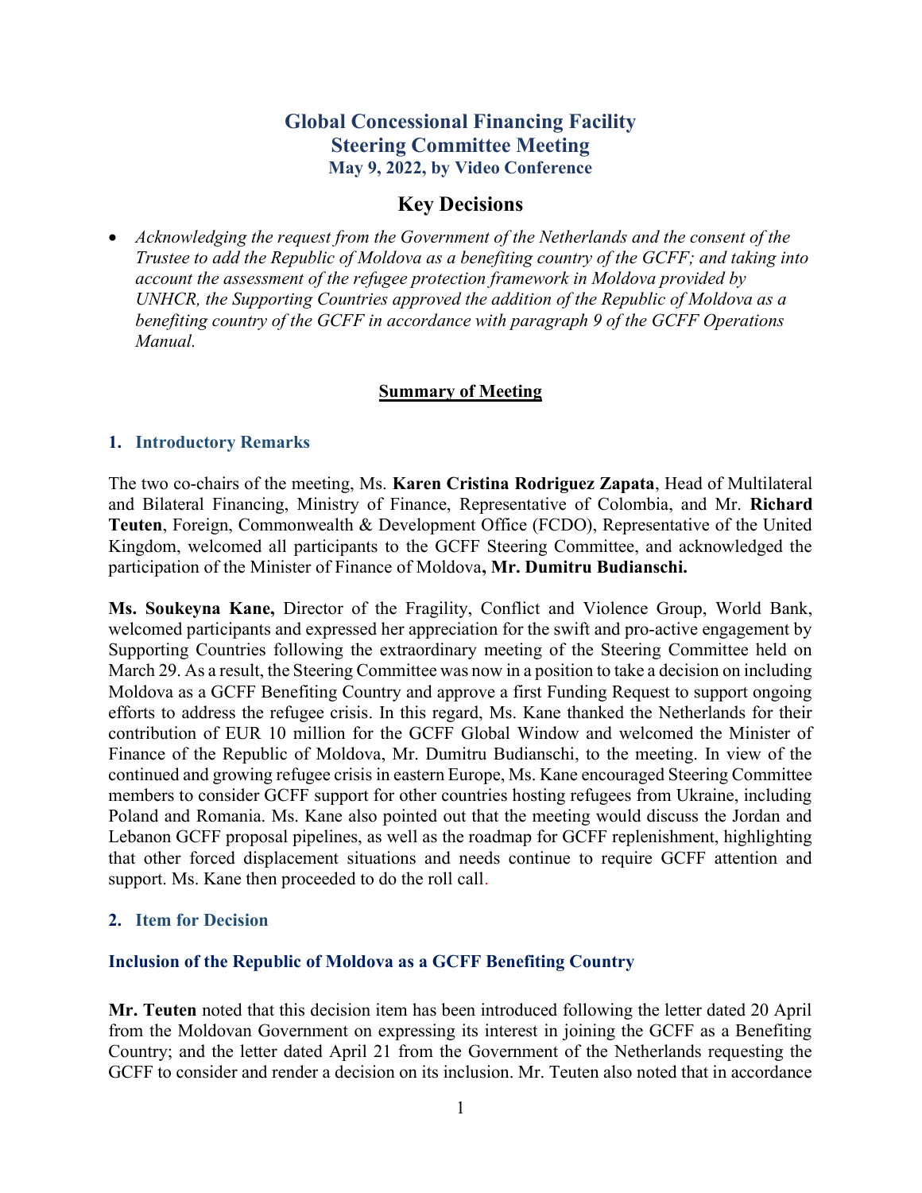# Global Concessional Financing Facility
## Steering Committee Meeting
### May 9, 2022, by Video Conference

## Key Decisions

- *Acknowledging the request from the Government of the Netherlands and the consent of the Trustee to add the Republic of Moldova as a benefiting country of the GCFF; and taking into account the assessment of the refugee protection framework in Moldova provided by UNHCR, the Supporting Countries approved the addition of the Republic of Moldova as a benefiting country of the GCFF in accordance with paragraph 9 of the GCFF Operations Manual.*

**<u>Summary of Meeting</u>**

### 1. Introductory Remarks

The two co-chairs of the meeting, Ms. **Karen Cristina Rodriguez Zapata**, Head of Multilateral and Bilateral Financing, Ministry of Finance, Representative of Colombia, and Mr. **Richard Teuten**, Foreign, Commonwealth & Development Office (FCDO), Representative of the United Kingdom, welcomed all participants to the GCFF Steering Committee, and acknowledged the participation of the Minister of Finance of Moldova**, Mr. Dumitru Budianschi.**

**Ms. Soukeyna Kane,** Director of the Fragility, Conflict and Violence Group, World Bank, welcomed participants and expressed her appreciation for the swift and pro-active engagement by Supporting Countries following the extraordinary meeting of the Steering Committee held on March 29. As a result, the Steering Committee was now in a position to take a decision on including Moldova as a GCFF Benefiting Country and approve a first Funding Request to support ongoing efforts to address the refugee crisis. In this regard, Ms. Kane thanked the Netherlands for their contribution of EUR 10 million for the GCFF Global Window and welcomed the Minister of Finance of the Republic of Moldova, Mr. Dumitru Budianschi, to the meeting. In view of the continued and growing refugee crisis in eastern Europe, Ms. Kane encouraged Steering Committee members to consider GCFF support for other countries hosting refugees from Ukraine, including Poland and Romania. Ms. Kane also pointed out that the meeting would discuss the Jordan and Lebanon GCFF proposal pipelines, as well as the roadmap for GCFF replenishment, highlighting that other forced displacement situations and needs continue to require GCFF attention and support. Ms. Kane then proceeded to do the roll call.

### 2. Item for Decision

#### Inclusion of the Republic of Moldova as a GCFF Benefiting Country

**Mr. Teuten** noted that this decision item has been introduced following the letter dated 20 April from the Moldovan Government on expressing its interest in joining the GCFF as a Benefiting Country; and the letter dated April 21 from the Government of the Netherlands requesting the GCFF to consider and render a decision on its inclusion. Mr. Teuten also noted that in accordance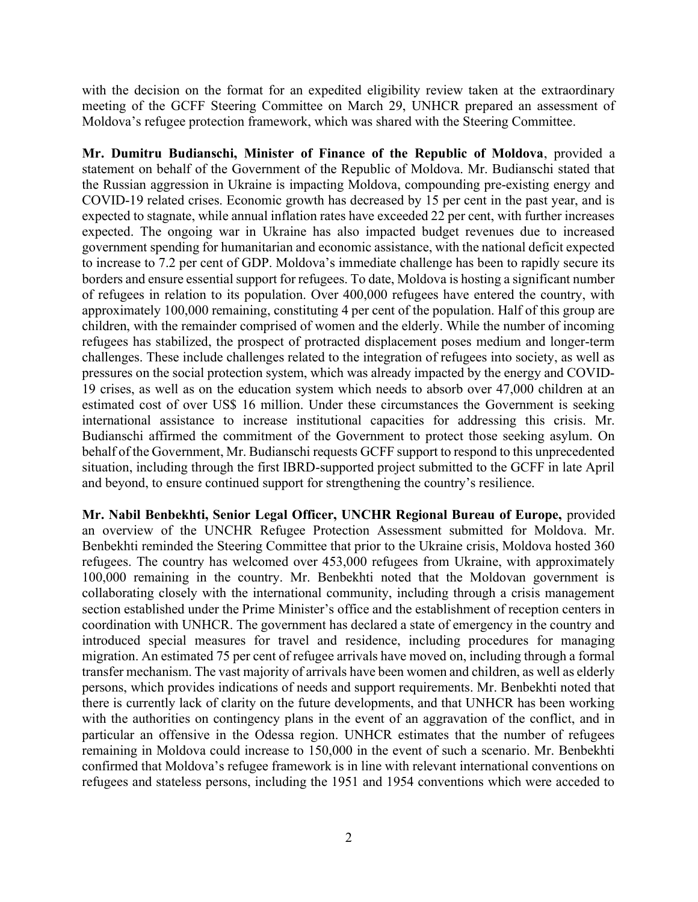with the decision on the format for an expedited eligibility review taken at the extraordinary meeting of the GCFF Steering Committee on March 29, UNHCR prepared an assessment of Moldova's refugee protection framework, which was shared with the Steering Committee.

**Mr. Dumitru Budianschi, Minister of Finance of the Republic of Moldova**, provided a statement on behalf of the Government of the Republic of Moldova. Mr. Budianschi stated that the Russian aggression in Ukraine is impacting Moldova, compounding pre-existing energy and COVID-19 related crises. Economic growth has decreased by 15 per cent in the past year, and is expected to stagnate, while annual inflation rates have exceeded 22 per cent, with further increases expected. The ongoing war in Ukraine has also impacted budget revenues due to increased government spending for humanitarian and economic assistance, with the national deficit expected to increase to 7.2 per cent of GDP. Moldova's immediate challenge has been to rapidly secure its borders and ensure essential support for refugees. To date, Moldova is hosting a significant number of refugees in relation to its population. Over 400,000 refugees have entered the country, with approximately 100,000 remaining, constituting 4 per cent of the population. Half of this group are children, with the remainder comprised of women and the elderly. While the number of incoming refugees has stabilized, the prospect of protracted displacement poses medium and longer-term challenges. These include challenges related to the integration of refugees into society, as well as pressures on the social protection system, which was already impacted by the energy and COVID-19 crises, as well as on the education system which needs to absorb over 47,000 children at an estimated cost of over US$ 16 million. Under these circumstances the Government is seeking international assistance to increase institutional capacities for addressing this crisis. Mr. Budianschi affirmed the commitment of the Government to protect those seeking asylum. On behalf of the Government, Mr. Budianschi requests GCFF support to respond to this unprecedented situation, including through the first IBRD-supported project submitted to the GCFF in late April and beyond, to ensure continued support for strengthening the country's resilience.

**Mr. Nabil Benbekhti, Senior Legal Officer, UNCHR Regional Bureau of Europe,** provided an overview of the UNCHR Refugee Protection Assessment submitted for Moldova. Mr. Benbekhti reminded the Steering Committee that prior to the Ukraine crisis, Moldova hosted 360 refugees. The country has welcomed over 453,000 refugees from Ukraine, with approximately 100,000 remaining in the country. Mr. Benbekhti noted that the Moldovan government is collaborating closely with the international community, including through a crisis management section established under the Prime Minister's office and the establishment of reception centers in coordination with UNHCR. The government has declared a state of emergency in the country and introduced special measures for travel and residence, including procedures for managing migration. An estimated 75 per cent of refugee arrivals have moved on, including through a formal transfer mechanism. The vast majority of arrivals have been women and children, as well as elderly persons, which provides indications of needs and support requirements. Mr. Benbekhti noted that there is currently lack of clarity on the future developments, and that UNHCR has been working with the authorities on contingency plans in the event of an aggravation of the conflict, and in particular an offensive in the Odessa region. UNHCR estimates that the number of refugees remaining in Moldova could increase to 150,000 in the event of such a scenario. Mr. Benbekhti confirmed that Moldova's refugee framework is in line with relevant international conventions on refugees and stateless persons, including the 1951 and 1954 conventions which were acceded to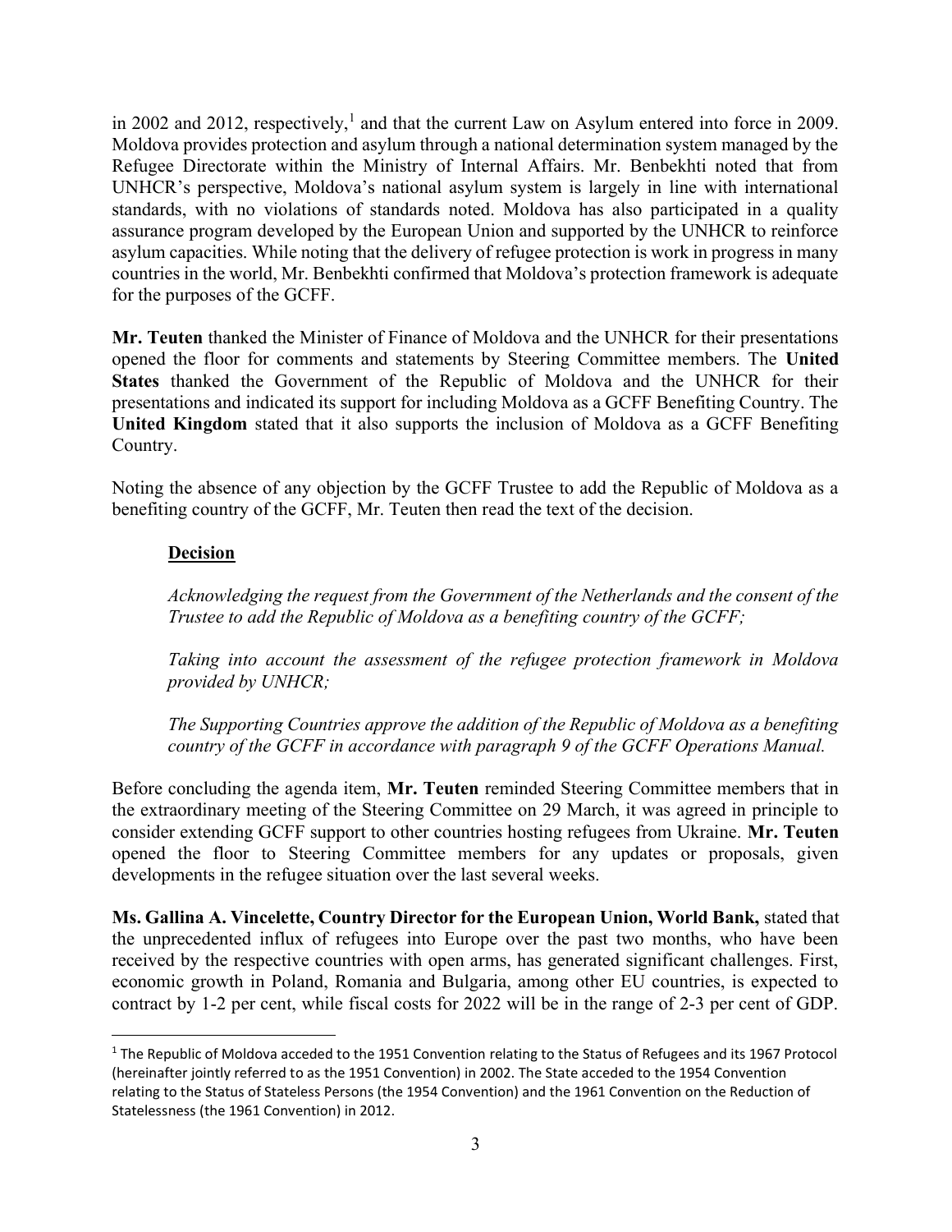in 2002 and 2012, respectively,[1] and that the current Law on Asylum entered into force in 2009. Moldova provides protection and asylum through a national determination system managed by the Refugee Directorate within the Ministry of Internal Affairs. Mr. Benbekhti noted that from UNHCR's perspective, Moldova's national asylum system is largely in line with international standards, with no violations of standards noted. Moldova has also participated in a quality assurance program developed by the European Union and supported by the UNHCR to reinforce asylum capacities. While noting that the delivery of refugee protection is work in progress in many countries in the world, Mr. Benbekhti confirmed that Moldova's protection framework is adequate for the purposes of the GCFF.

**Mr. Teuten** thanked the Minister of Finance of Moldova and the UNHCR for their presentations opened the floor for comments and statements by Steering Committee members. The **United States** thanked the Government of the Republic of Moldova and the UNHCR for their presentations and indicated its support for including Moldova as a GCFF Benefiting Country. The **United Kingdom** stated that it also supports the inclusion of Moldova as a GCFF Benefiting Country.

Noting the absence of any objection by the GCFF Trustee to add the Republic of Moldova as a benefiting country of the GCFF, Mr. Teuten then read the text of the decision.

**Decision**

*Acknowledging the request from the Government of the Netherlands and the consent of the Trustee to add the Republic of Moldova as a benefiting country of the GCFF;*

*Taking into account the assessment of the refugee protection framework in Moldova provided by UNHCR;*

*The Supporting Countries approve the addition of the Republic of Moldova as a benefiting country of the GCFF in accordance with paragraph 9 of the GCFF Operations Manual.*

Before concluding the agenda item, **Mr. Teuten** reminded Steering Committee members that in the extraordinary meeting of the Steering Committee on 29 March, it was agreed in principle to consider extending GCFF support to other countries hosting refugees from Ukraine. **Mr. Teuten** opened the floor to Steering Committee members for any updates or proposals, given developments in the refugee situation over the last several weeks.

**Ms. Gallina A. Vincelette, Country Director for the European Union, World Bank,** stated that the unprecedented influx of refugees into Europe over the past two months, who have been received by the respective countries with open arms, has generated significant challenges. First, economic growth in Poland, Romania and Bulgaria, among other EU countries, is expected to contract by 1-2 per cent, while fiscal costs for 2022 will be in the range of 2-3 per cent of GDP.

[1] The Republic of Moldova acceded to the 1951 Convention relating to the Status of Refugees and its 1967 Protocol (hereinafter jointly referred to as the 1951 Convention) in 2002. The State acceded to the 1954 Convention relating to the Status of Stateless Persons (the 1954 Convention) and the 1961 Convention on the Reduction of Statelessness (the 1961 Convention) in 2012.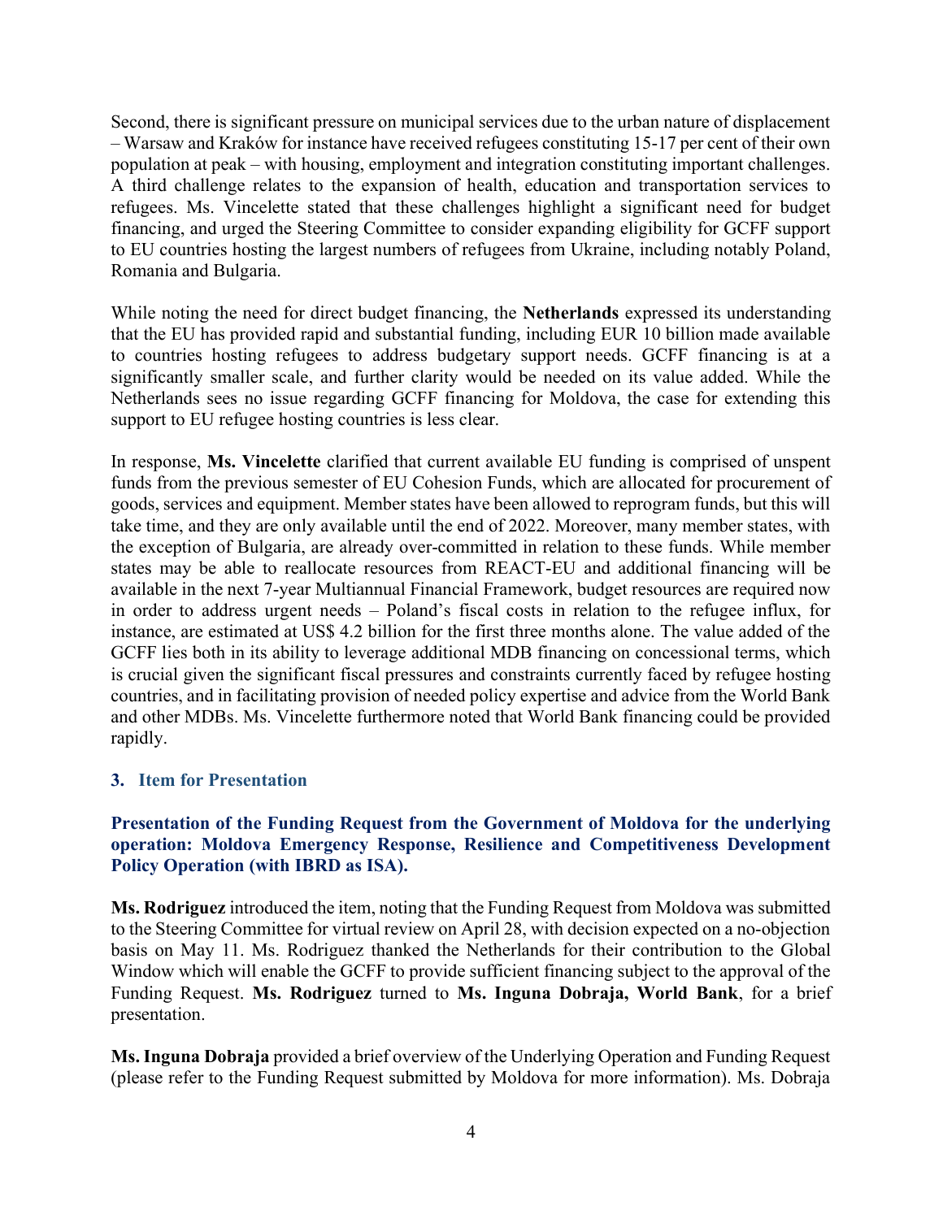Second, there is significant pressure on municipal services due to the urban nature of displacement – Warsaw and Kraków for instance have received refugees constituting 15-17 per cent of their own population at peak – with housing, employment and integration constituting important challenges. A third challenge relates to the expansion of health, education and transportation services to refugees. Ms. Vincelette stated that these challenges highlight a significant need for budget financing, and urged the Steering Committee to consider expanding eligibility for GCFF support to EU countries hosting the largest numbers of refugees from Ukraine, including notably Poland, Romania and Bulgaria.

While noting the need for direct budget financing, the **Netherlands** expressed its understanding that the EU has provided rapid and substantial funding, including EUR 10 billion made available to countries hosting refugees to address budgetary support needs. GCFF financing is at a significantly smaller scale, and further clarity would be needed on its value added. While the Netherlands sees no issue regarding GCFF financing for Moldova, the case for extending this support to EU refugee hosting countries is less clear.

In response, **Ms. Vincelette** clarified that current available EU funding is comprised of unspent funds from the previous semester of EU Cohesion Funds, which are allocated for procurement of goods, services and equipment. Member states have been allowed to reprogram funds, but this will take time, and they are only available until the end of 2022. Moreover, many member states, with the exception of Bulgaria, are already over-committed in relation to these funds. While member states may be able to reallocate resources from REACT-EU and additional financing will be available in the next 7-year Multiannual Financial Framework, budget resources are required now in order to address urgent needs – Poland's fiscal costs in relation to the refugee influx, for instance, are estimated at US$ 4.2 billion for the first three months alone. The value added of the GCFF lies both in its ability to leverage additional MDB financing on concessional terms, which is crucial given the significant fiscal pressures and constraints currently faced by refugee hosting countries, and in facilitating provision of needed policy expertise and advice from the World Bank and other MDBs. Ms. Vincelette furthermore noted that World Bank financing could be provided rapidly.

## 3. Item for Presentation

### Presentation of the Funding Request from the Government of Moldova for the underlying operation: Moldova Emergency Response, Resilience and Competitiveness Development Policy Operation (with IBRD as ISA).

**Ms. Rodriguez** introduced the item, noting that the Funding Request from Moldova was submitted to the Steering Committee for virtual review on April 28, with decision expected on a no-objection basis on May 11. Ms. Rodriguez thanked the Netherlands for their contribution to the Global Window which will enable the GCFF to provide sufficient financing subject to the approval of the Funding Request. **Ms. Rodriguez** turned to **Ms. Inguna Dobraja, World Bank**, for a brief presentation.

**Ms. Inguna Dobraja** provided a brief overview of the Underlying Operation and Funding Request (please refer to the Funding Request submitted by Moldova for more information). Ms. Dobraja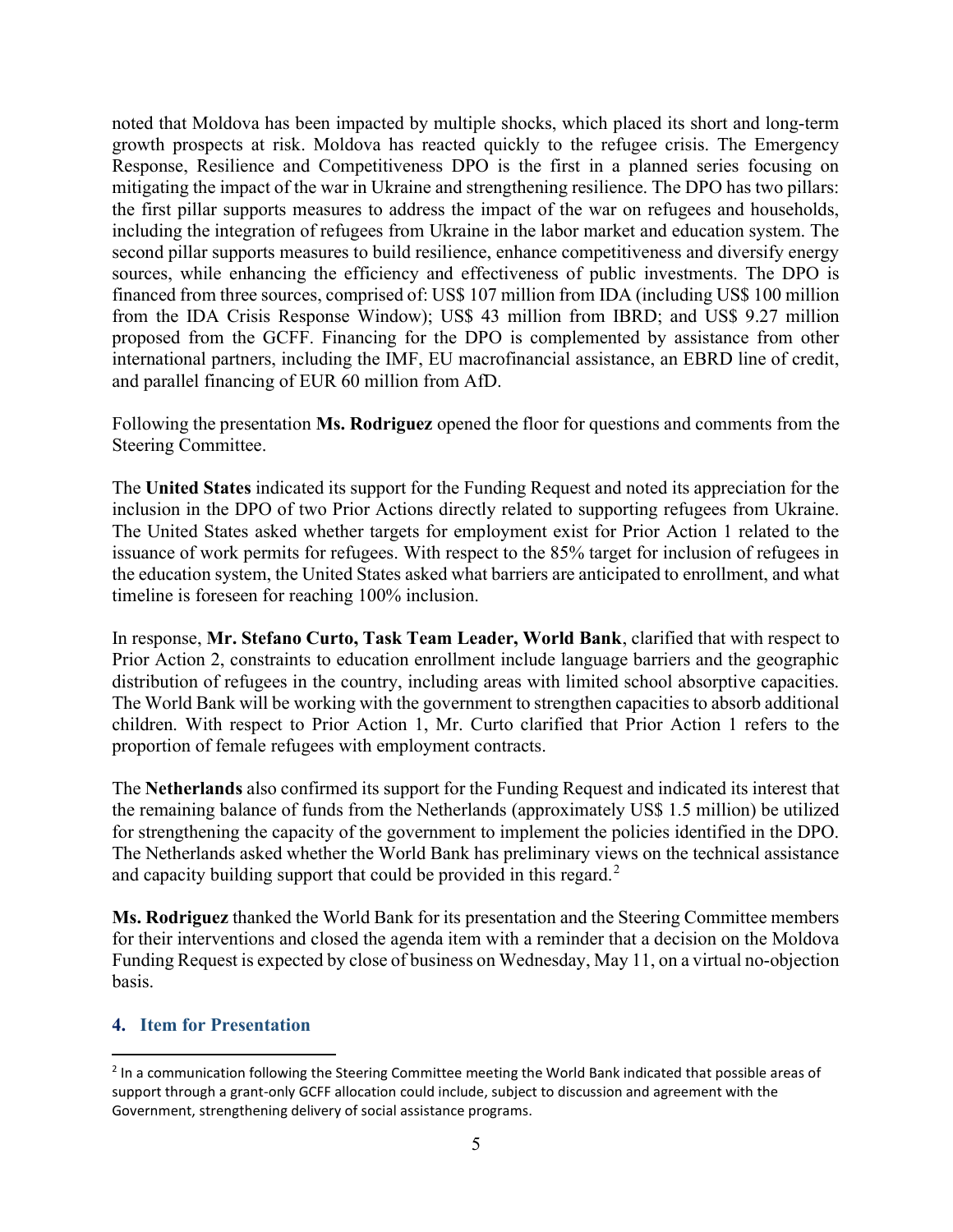noted that Moldova has been impacted by multiple shocks, which placed its short and long-term growth prospects at risk. Moldova has reacted quickly to the refugee crisis. The Emergency Response, Resilience and Competitiveness DPO is the first in a planned series focusing on mitigating the impact of the war in Ukraine and strengthening resilience. The DPO has two pillars: the first pillar supports measures to address the impact of the war on refugees and households, including the integration of refugees from Ukraine in the labor market and education system. The second pillar supports measures to build resilience, enhance competitiveness and diversify energy sources, while enhancing the efficiency and effectiveness of public investments. The DPO is financed from three sources, comprised of: US$ 107 million from IDA (including US$ 100 million from the IDA Crisis Response Window); US$ 43 million from IBRD; and US$ 9.27 million proposed from the GCFF. Financing for the DPO is complemented by assistance from other international partners, including the IMF, EU macrofinancial assistance, an EBRD line of credit, and parallel financing of EUR 60 million from AfD.

Following the presentation **Ms. Rodriguez** opened the floor for questions and comments from the Steering Committee.

The **United States** indicated its support for the Funding Request and noted its appreciation for the inclusion in the DPO of two Prior Actions directly related to supporting refugees from Ukraine. The United States asked whether targets for employment exist for Prior Action 1 related to the issuance of work permits for refugees. With respect to the 85% target for inclusion of refugees in the education system, the United States asked what barriers are anticipated to enrollment, and what timeline is foreseen for reaching 100% inclusion.

In response, **Mr. Stefano Curto, Task Team Leader, World Bank**, clarified that with respect to Prior Action 2, constraints to education enrollment include language barriers and the geographic distribution of refugees in the country, including areas with limited school absorptive capacities. The World Bank will be working with the government to strengthen capacities to absorb additional children. With respect to Prior Action 1, Mr. Curto clarified that Prior Action 1 refers to the proportion of female refugees with employment contracts.

The **Netherlands** also confirmed its support for the Funding Request and indicated its interest that the remaining balance of funds from the Netherlands (approximately US$ 1.5 million) be utilized for strengthening the capacity of the government to implement the policies identified in the DPO. The Netherlands asked whether the World Bank has preliminary views on the technical assistance and capacity building support that could be provided in this regard.[2]

**Ms. Rodriguez** thanked the World Bank for its presentation and the Steering Committee members for their interventions and closed the agenda item with a reminder that a decision on the Moldova Funding Request is expected by close of business on Wednesday, May 11, on a virtual no-objection basis.

## 4. Item for Presentation

[2] In a communication following the Steering Committee meeting the World Bank indicated that possible areas of support through a grant-only GCFF allocation could include, subject to discussion and agreement with the Government, strengthening delivery of social assistance programs.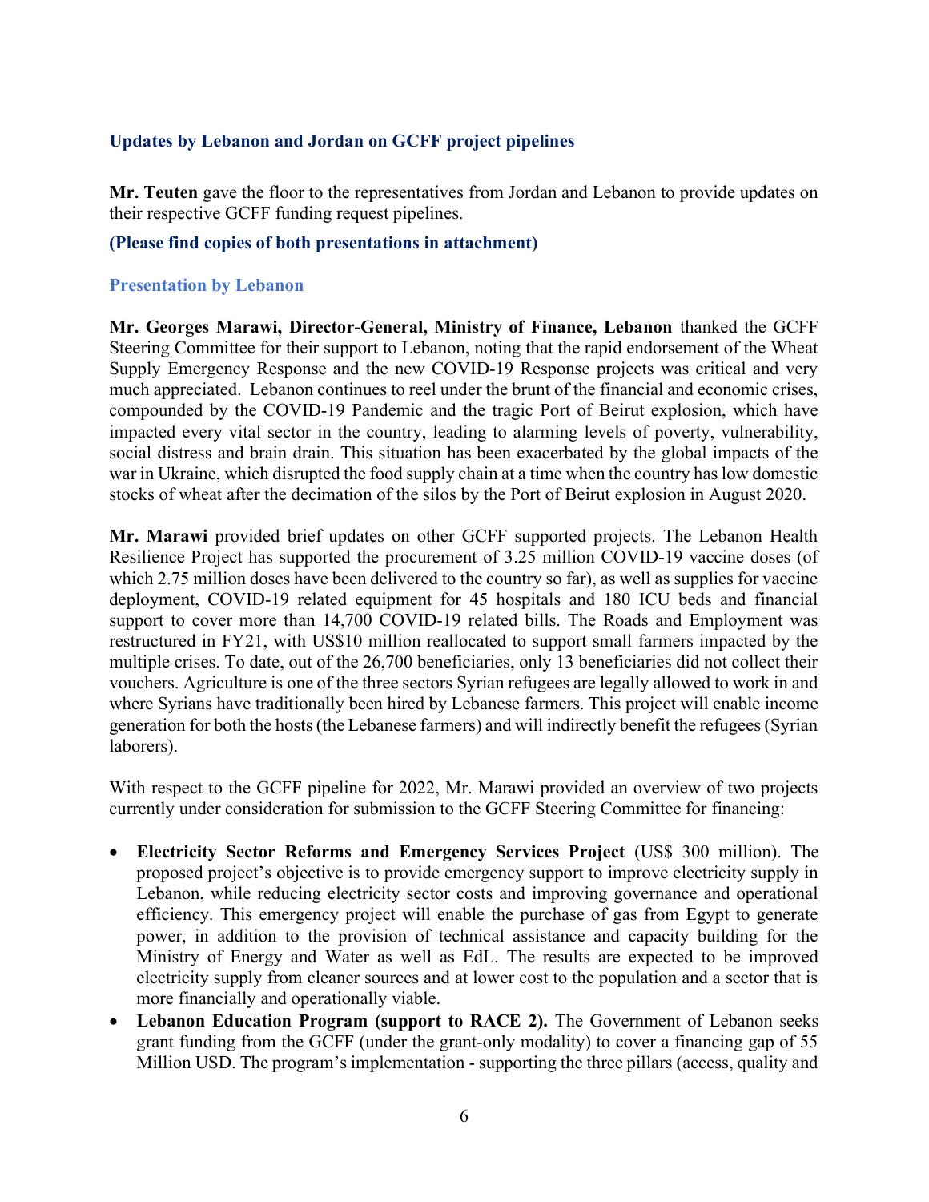### Updates by Lebanon and Jordan on GCFF project pipelines

**Mr. Teuten** gave the floor to the representatives from Jordan and Lebanon to provide updates on their respective GCFF funding request pipelines.

**(Please find copies of both presentations in attachment)**

#### Presentation by Lebanon

**Mr. Georges Marawi, Director-General, Ministry of Finance, Lebanon** thanked the GCFF Steering Committee for their support to Lebanon, noting that the rapid endorsement of the Wheat Supply Emergency Response and the new COVID-19 Response projects was critical and very much appreciated. Lebanon continues to reel under the brunt of the financial and economic crises, compounded by the COVID-19 Pandemic and the tragic Port of Beirut explosion, which have impacted every vital sector in the country, leading to alarming levels of poverty, vulnerability, social distress and brain drain. This situation has been exacerbated by the global impacts of the war in Ukraine, which disrupted the food supply chain at a time when the country has low domestic stocks of wheat after the decimation of the silos by the Port of Beirut explosion in August 2020.

**Mr. Marawi** provided brief updates on other GCFF supported projects. The Lebanon Health Resilience Project has supported the procurement of 3.25 million COVID-19 vaccine doses (of which 2.75 million doses have been delivered to the country so far), as well as supplies for vaccine deployment, COVID-19 related equipment for 45 hospitals and 180 ICU beds and financial support to cover more than 14,700 COVID-19 related bills. The Roads and Employment was restructured in FY21, with US$10 million reallocated to support small farmers impacted by the multiple crises. To date, out of the 26,700 beneficiaries, only 13 beneficiaries did not collect their vouchers. Agriculture is one of the three sectors Syrian refugees are legally allowed to work in and where Syrians have traditionally been hired by Lebanese farmers. This project will enable income generation for both the hosts (the Lebanese farmers) and will indirectly benefit the refugees (Syrian laborers).

With respect to the GCFF pipeline for 2022, Mr. Marawi provided an overview of two projects currently under consideration for submission to the GCFF Steering Committee for financing:

- **Electricity Sector Reforms and Emergency Services Project** (US$ 300 million). The proposed project's objective is to provide emergency support to improve electricity supply in Lebanon, while reducing electricity sector costs and improving governance and operational efficiency. This emergency project will enable the purchase of gas from Egypt to generate power, in addition to the provision of technical assistance and capacity building for the Ministry of Energy and Water as well as EdL. The results are expected to be improved electricity supply from cleaner sources and at lower cost to the population and a sector that is more financially and operationally viable.
- **Lebanon Education Program (support to RACE 2).** The Government of Lebanon seeks grant funding from the GCFF (under the grant-only modality) to cover a financing gap of 55 Million USD. The program's implementation - supporting the three pillars (access, quality and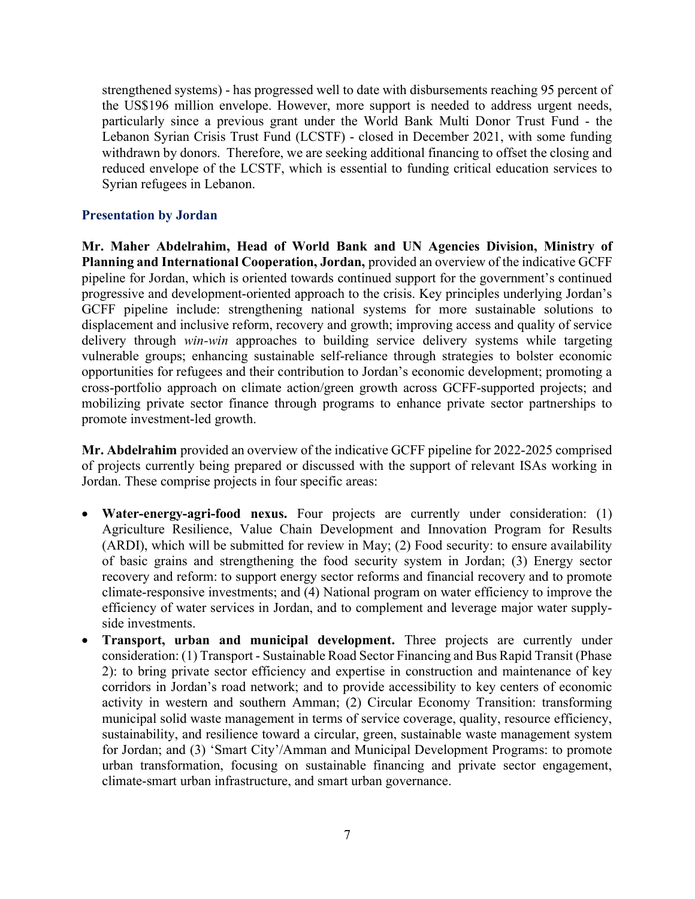strengthened systems) - has progressed well to date with disbursements reaching 95 percent of the US$196 million envelope. However, more support is needed to address urgent needs, particularly since a previous grant under the World Bank Multi Donor Trust Fund - the Lebanon Syrian Crisis Trust Fund (LCSTF) - closed in December 2021, with some funding withdrawn by donors. Therefore, we are seeking additional financing to offset the closing and reduced envelope of the LCSTF, which is essential to funding critical education services to Syrian refugees in Lebanon.

### Presentation by Jordan

**Mr. Maher Abdelrahim, Head of World Bank and UN Agencies Division, Ministry of Planning and International Cooperation, Jordan,** provided an overview of the indicative GCFF pipeline for Jordan, which is oriented towards continued support for the government's continued progressive and development-oriented approach to the crisis. Key principles underlying Jordan's GCFF pipeline include: strengthening national systems for more sustainable solutions to displacement and inclusive reform, recovery and growth; improving access and quality of service delivery through *win-win* approaches to building service delivery systems while targeting vulnerable groups; enhancing sustainable self-reliance through strategies to bolster economic opportunities for refugees and their contribution to Jordan's economic development; promoting a cross-portfolio approach on climate action/green growth across GCFF-supported projects; and mobilizing private sector finance through programs to enhance private sector partnerships to promote investment-led growth.

**Mr. Abdelrahim** provided an overview of the indicative GCFF pipeline for 2022-2025 comprised of projects currently being prepared or discussed with the support of relevant ISAs working in Jordan. These comprise projects in four specific areas:

- **Water-energy-agri-food nexus.** Four projects are currently under consideration: (1) Agriculture Resilience, Value Chain Development and Innovation Program for Results (ARDI), which will be submitted for review in May; (2) Food security: to ensure availability of basic grains and strengthening the food security system in Jordan; (3) Energy sector recovery and reform: to support energy sector reforms and financial recovery and to promote climate-responsive investments; and (4) National program on water efficiency to improve the efficiency of water services in Jordan, and to complement and leverage major water supply-side investments.
- **Transport, urban and municipal development.** Three projects are currently under consideration: (1) Transport - Sustainable Road Sector Financing and Bus Rapid Transit (Phase 2): to bring private sector efficiency and expertise in construction and maintenance of key corridors in Jordan's road network; and to provide accessibility to key centers of economic activity in western and southern Amman; (2) Circular Economy Transition: transforming municipal solid waste management in terms of service coverage, quality, resource efficiency, sustainability, and resilience toward a circular, green, sustainable waste management system for Jordan; and (3) 'Smart City'/Amman and Municipal Development Programs: to promote urban transformation, focusing on sustainable financing and private sector engagement, climate-smart urban infrastructure, and smart urban governance.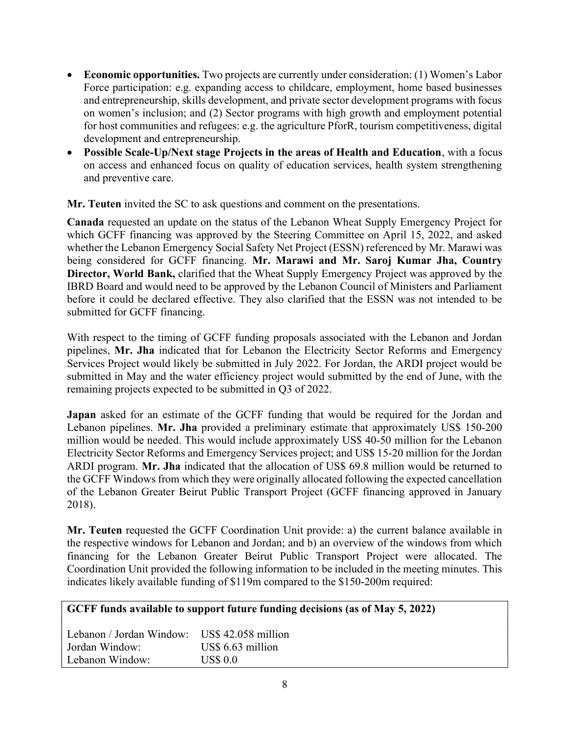- **Economic opportunities.** Two projects are currently under consideration: (1) Women's Labor Force participation: e.g. expanding access to childcare, employment, home based businesses and entrepreneurship, skills development, and private sector development programs with focus on women's inclusion; and (2) Sector programs with high growth and employment potential for host communities and refugees: e.g. the agriculture PforR, tourism competitiveness, digital development and entrepreneurship.
- **Possible Scale-Up/Next stage Projects in the areas of Health and Education**, with a focus on access and enhanced focus on quality of education services, health system strengthening and preventive care.

**Mr. Teuten** invited the SC to ask questions and comment on the presentations.

**Canada** requested an update on the status of the Lebanon Wheat Supply Emergency Project for which GCFF financing was approved by the Steering Committee on April 15, 2022, and asked whether the Lebanon Emergency Social Safety Net Project (ESSN) referenced by Mr. Marawi was being considered for GCFF financing. **Mr. Marawi and Mr. Saroj Kumar Jha, Country Director, World Bank,** clarified that the Wheat Supply Emergency Project was approved by the IBRD Board and would need to be approved by the Lebanon Council of Ministers and Parliament before it could be declared effective. They also clarified that the ESSN was not intended to be submitted for GCFF financing.

With respect to the timing of GCFF funding proposals associated with the Lebanon and Jordan pipelines, **Mr. Jha** indicated that for Lebanon the Electricity Sector Reforms and Emergency Services Project would likely be submitted in July 2022. For Jordan, the ARDI project would be submitted in May and the water efficiency project would submitted by the end of June, with the remaining projects expected to be submitted in Q3 of 2022.

**Japan** asked for an estimate of the GCFF funding that would be required for the Jordan and Lebanon pipelines. **Mr. Jha** provided a preliminary estimate that approximately US$ 150-200 million would be needed. This would include approximately US$ 40-50 million for the Lebanon Electricity Sector Reforms and Emergency Services project; and US$ 15-20 million for the Jordan ARDI program. **Mr. Jha** indicated that the allocation of US$ 69.8 million would be returned to the GCFF Windows from which they were originally allocated following the expected cancellation of the Lebanon Greater Beirut Public Transport Project (GCFF financing approved in January 2018).

**Mr. Teuten** requested the GCFF Coordination Unit provide: a) the current balance available in the respective windows for Lebanon and Jordan; and b) an overview of the windows from which financing for the Lebanon Greater Beirut Public Transport Project were allocated. The Coordination Unit provided the following information to be included in the meeting minutes. This indicates likely available funding of $119m compared to the $150-200m required:

**GCFF funds available to support future funding decisions (as of May 5, 2022)**

| Window | Amount |
|---|---|
| Lebanon / Jordan Window: | US$ 42.058 million |
| Jordan Window: | US$ 6.63 million |
| Lebanon Window: | US$ 0.0 |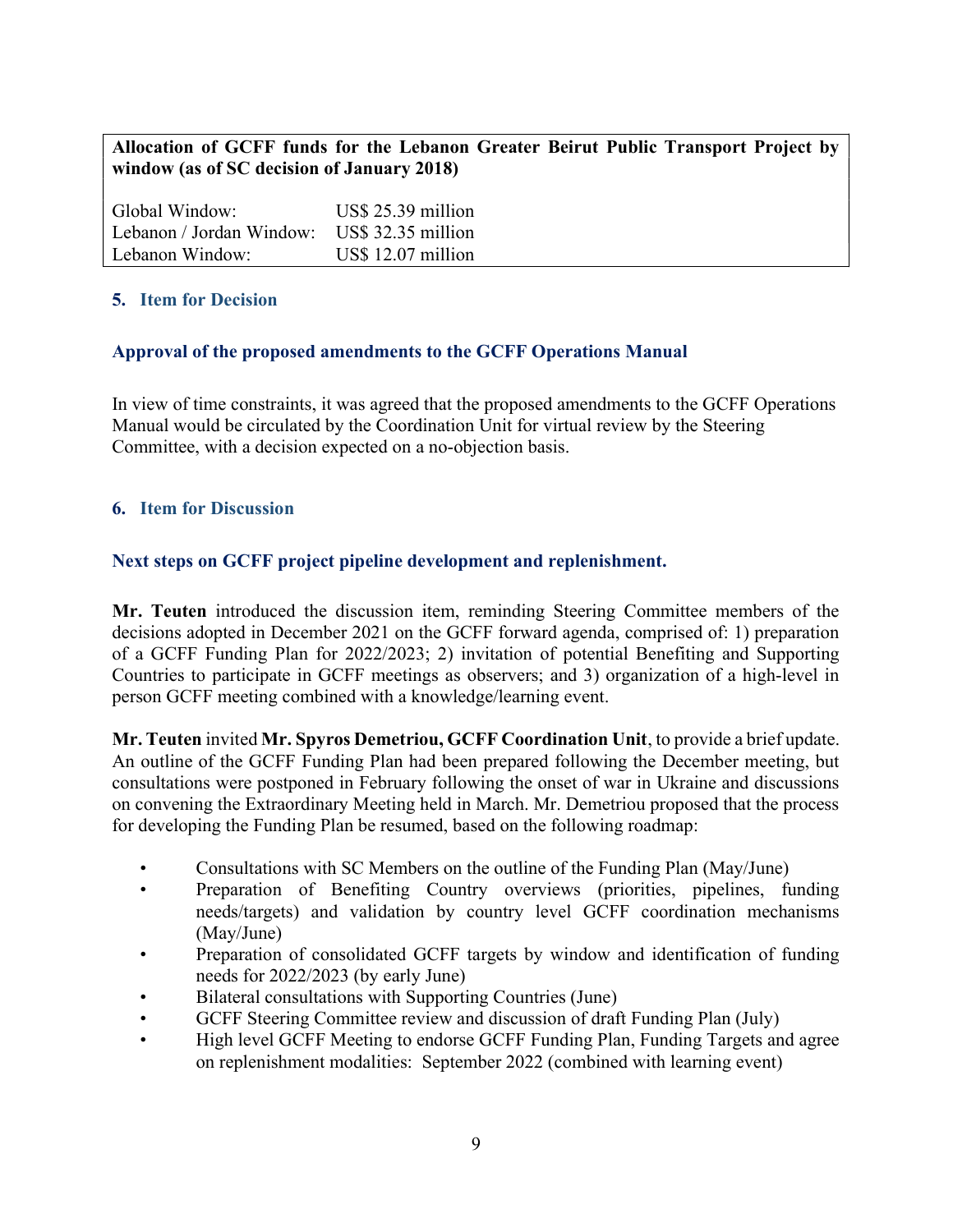**Allocation of GCFF funds for the Lebanon Greater Beirut Public Transport Project by window (as of SC decision of January 2018)**

| | |
|---|---|
| Global Window: | US$ 25.39 million |
| Lebanon / Jordan Window: | US$ 32.35 million |
| Lebanon Window: | US$ 12.07 million |

## 5. Item for Decision

### Approval of the proposed amendments to the GCFF Operations Manual

In view of time constraints, it was agreed that the proposed amendments to the GCFF Operations Manual would be circulated by the Coordination Unit for virtual review by the Steering Committee, with a decision expected on a no-objection basis.

## 6. Item for Discussion

### Next steps on GCFF project pipeline development and replenishment.

**Mr. Teuten** introduced the discussion item, reminding Steering Committee members of the decisions adopted in December 2021 on the GCFF forward agenda, comprised of: 1) preparation of a GCFF Funding Plan for 2022/2023; 2) invitation of potential Benefiting and Supporting Countries to participate in GCFF meetings as observers; and 3) organization of a high-level in person GCFF meeting combined with a knowledge/learning event.

**Mr. Teuten** invited **Mr. Spyros Demetriou, GCFF Coordination Unit**, to provide a brief update. An outline of the GCFF Funding Plan had been prepared following the December meeting, but consultations were postponed in February following the onset of war in Ukraine and discussions on convening the Extraordinary Meeting held in March. Mr. Demetriou proposed that the process for developing the Funding Plan be resumed, based on the following roadmap:

- Consultations with SC Members on the outline of the Funding Plan (May/June)
- Preparation of Benefiting Country overviews (priorities, pipelines, funding needs/targets) and validation by country level GCFF coordination mechanisms (May/June)
- Preparation of consolidated GCFF targets by window and identification of funding needs for 2022/2023 (by early June)
- Bilateral consultations with Supporting Countries (June)
- GCFF Steering Committee review and discussion of draft Funding Plan (July)
- High level GCFF Meeting to endorse GCFF Funding Plan, Funding Targets and agree on replenishment modalities: September 2022 (combined with learning event)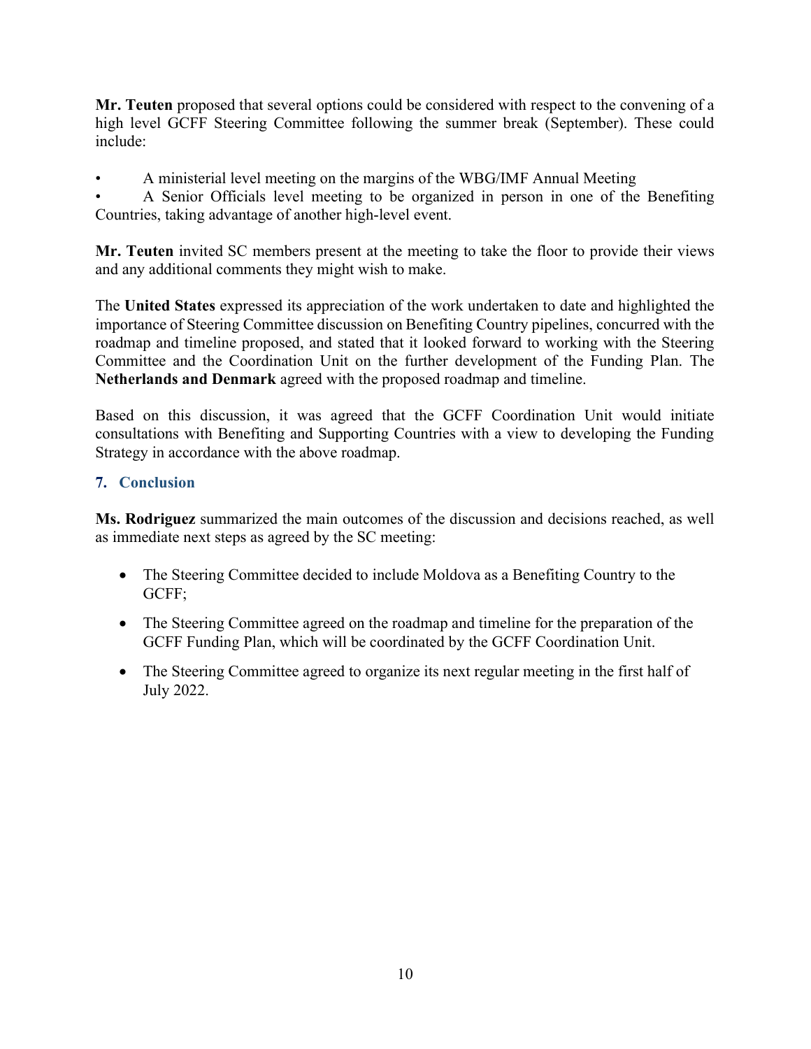**Mr. Teuten** proposed that several options could be considered with respect to the convening of a high level GCFF Steering Committee following the summer break (September). These could include:

- A ministerial level meeting on the margins of the WBG/IMF Annual Meeting
- A Senior Officials level meeting to be organized in person in one of the Benefiting Countries, taking advantage of another high-level event.

**Mr. Teuten** invited SC members present at the meeting to take the floor to provide their views and any additional comments they might wish to make.

The **United States** expressed its appreciation of the work undertaken to date and highlighted the importance of Steering Committee discussion on Benefiting Country pipelines, concurred with the roadmap and timeline proposed, and stated that it looked forward to working with the Steering Committee and the Coordination Unit on the further development of the Funding Plan. The **Netherlands and Denmark** agreed with the proposed roadmap and timeline.

Based on this discussion, it was agreed that the GCFF Coordination Unit would initiate consultations with Benefiting and Supporting Countries with a view to developing the Funding Strategy in accordance with the above roadmap.

## 7. Conclusion

**Ms. Rodriguez** summarized the main outcomes of the discussion and decisions reached, as well as immediate next steps as agreed by the SC meeting:

- The Steering Committee decided to include Moldova as a Benefiting Country to the GCFF;
- The Steering Committee agreed on the roadmap and timeline for the preparation of the GCFF Funding Plan, which will be coordinated by the GCFF Coordination Unit.
- The Steering Committee agreed to organize its next regular meeting in the first half of July 2022.